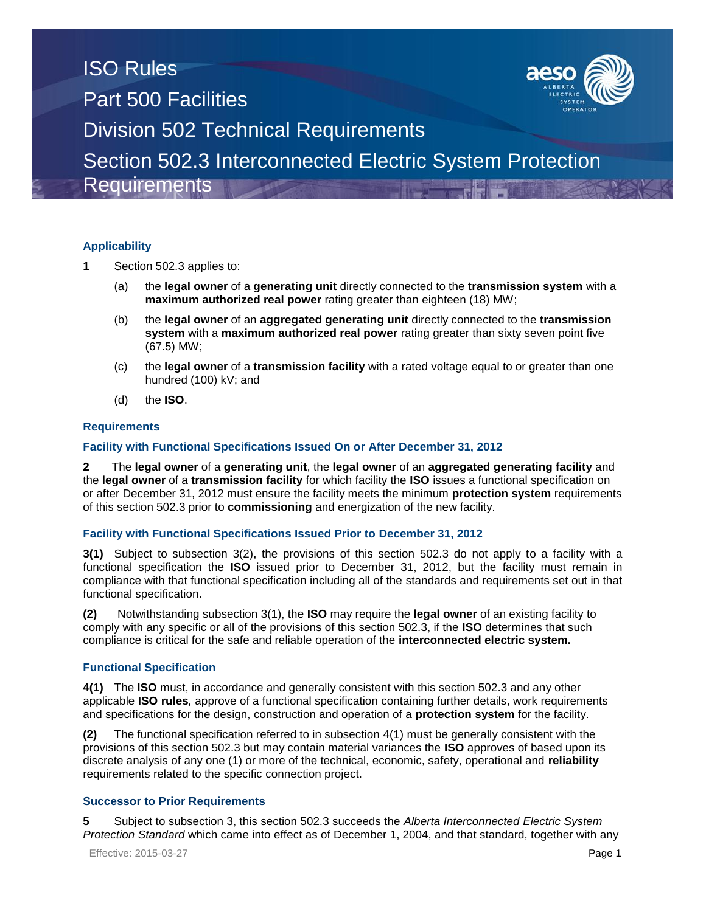# ISO Rules

# Part 500 Facilities

# Division 502 Technical Requirements

# Section 502.3 Interconnected Electric System Protection Requirements

## Applicability

**1** Section 502.3 applies to:

(a) the **legal owner** of a **generating unit** directly connected to the **transmission system** with a **maximum authorized real power** rating greater than eighteen (18) MW;

(b) the **legal owner** of an **aggregated generating unit** directly connected to the **transmission system** with a **maximum authorized real power** rating greater than sixty seven point five (67.5) MW;

(c) the **legal owner** of a **transmission facility** with a rated voltage equal to or greater than one hundred (100) kV; and

(d) the **ISO**.

## Requirements

### Facility with Functional Specifications Issued On or After December 31, 2012

**2** The **legal owner** of a **generating unit**, the **legal owner** of an **aggregated generating facility** and the **legal owner** of a **transmission facility** for which facility the **ISO** issues a functional specification on or after December 31, 2012 must ensure the facility meets the minimum **protection system** requirements of this section 502.3 prior to **commissioning** and energization of the new facility.

### Facility with Functional Specifications Issued Prior to December 31, 2012

**3(1)** Subject to subsection 3(2), the provisions of this section 502.3 do not apply to a facility with a functional specification the **ISO** issued prior to December 31, 2012, but the facility must remain in compliance with that functional specification including all of the standards and requirements set out in that functional specification.

**(2)** Notwithstanding subsection 3(1), the **ISO** may require the **legal owner** of an existing facility to comply with any specific or all of the provisions of this section 502.3, if the **ISO** determines that such compliance is critical for the safe and reliable operation of the **interconnected electric system.**

### Functional Specification

**4(1)** The **ISO** must, in accordance and generally consistent with this section 502.3 and any other applicable **ISO rules***,* approve of a functional specification containing further details, work requirements and specifications for the design, construction and operation of a **protection system** for the facility.

**(2)** The functional specification referred to in subsection 4(1) must be generally consistent with the provisions of this section 502.3 but may contain material variances the **ISO** approves of based upon its discrete analysis of any one (1) or more of the technical, economic, safety, operational and **reliability** requirements related to the specific connection project.

### Successor to Prior Requirements

**5** Subject to subsection 3, this section 502.3 succeeds the *Alberta Interconnected Electric System Protection Standard* which came into effect as of December 1, 2004, and that standard, together with any

Effective: 2015-03-27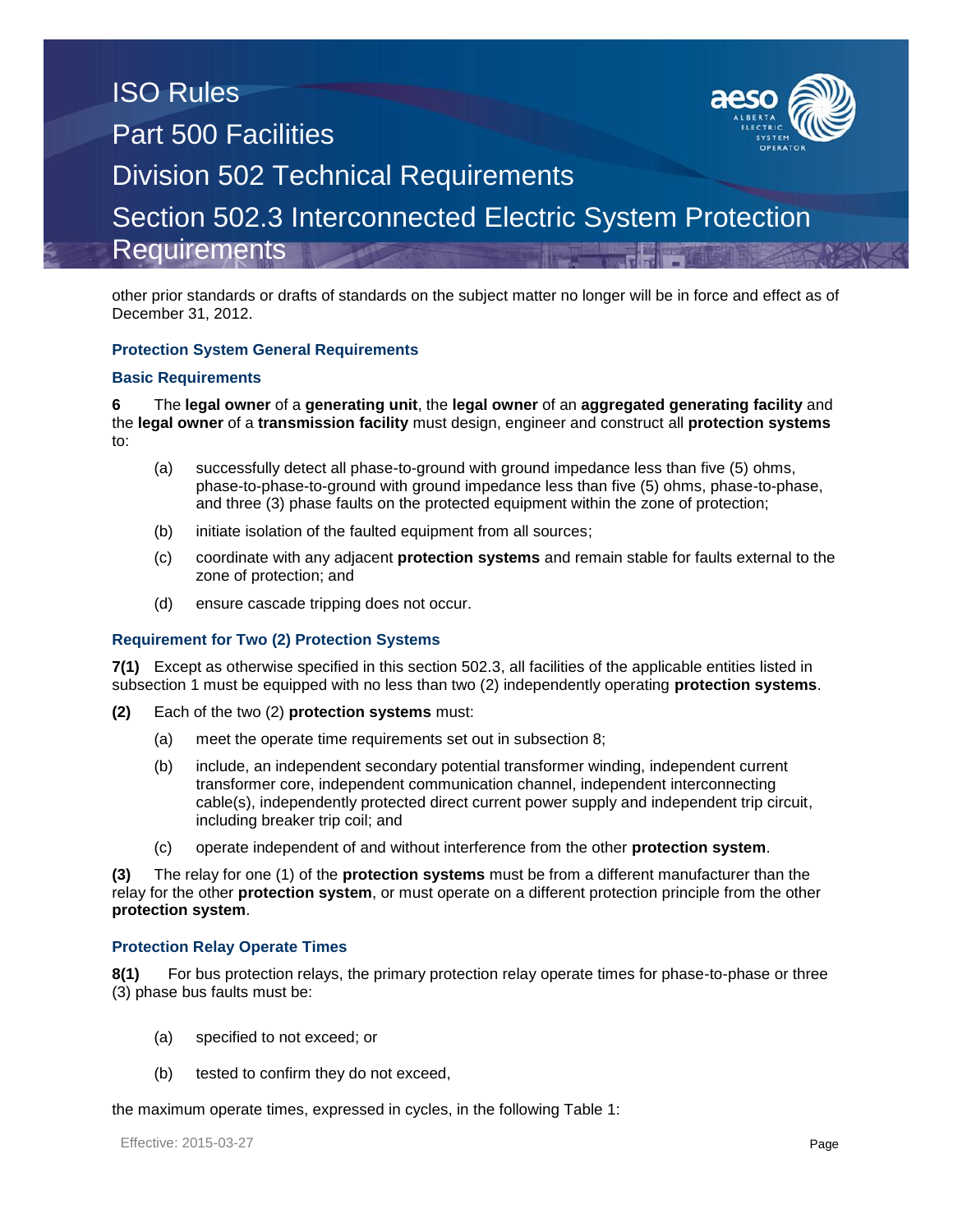other prior standards or drafts of standards on the subject matter no longer will be in force and effect as of December 31, 2012.

### Protection System General Requirements

#### Basic Requirements

**6** The **legal owner** of a **generating unit**, the **legal owner** of an **aggregated generating facility** and the **legal owner** of a **transmission facility** must design, engineer and construct all **protection systems** to:

(a) successfully detect all phase-to-ground with ground impedance less than five (5) ohms, phase-to-phase-to-ground with ground impedance less than five (5) ohms, phase-to-phase, and three (3) phase faults on the protected equipment within the zone of protection;

(b) initiate isolation of the faulted equipment from all sources;

(c) coordinate with any adjacent **protection systems** and remain stable for faults external to the zone of protection; and

(d) ensure cascade tripping does not occur.

#### Requirement for Two (2) Protection Systems

**7(1)** Except as otherwise specified in this section 502.3, all facilities of the applicable entities listed in subsection 1 must be equipped with no less than two (2) independently operating **protection systems**.

**(2)** Each of the two (2) **protection systems** must:

(a) meet the operate time requirements set out in subsection 8;

(b) include, an independent secondary potential transformer winding, independent current transformer core, independent communication channel, independent interconnecting cable(s), independently protected direct current power supply and independent trip circuit, including breaker trip coil; and

(c) operate independent of and without interference from the other **protection system**.

**(3)** The relay for one (1) of the **protection systems** must be from a different manufacturer than the relay for the other **protection system**, or must operate on a different protection principle from the other **protection system**.

#### Protection Relay Operate Times

**8(1)** For bus protection relays, the primary protection relay operate times for phase-to-phase or three (3) phase bus faults must be:

(a) specified to not exceed; or

(b) tested to confirm they do not exceed,

the maximum operate times, expressed in cycles, in the following Table 1: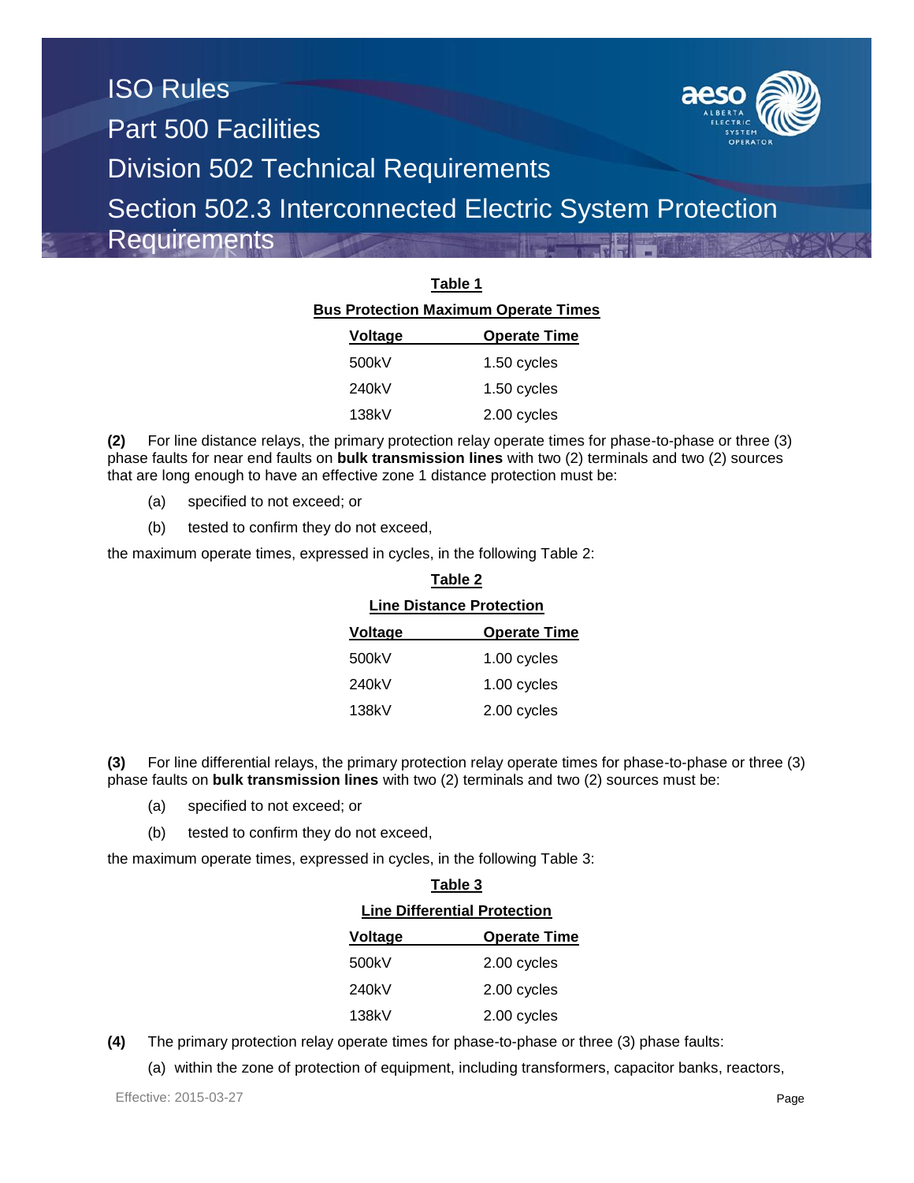**Table 1**

**Bus Protection Maximum Operate Times**

| Voltage | Operate Time |
| --- | --- |
| 500kV | 1.50 cycles |
| 240kV | 1.50 cycles |
| 138kV | 2.00 cycles |

**(2)** For line distance relays, the primary protection relay operate times for phase-to-phase or three (3) phase faults for near end faults on **bulk transmission lines** with two (2) terminals and two (2) sources that are long enough to have an effective zone 1 distance protection must be:

(a) specified to not exceed; or

(b) tested to confirm they do not exceed,

the maximum operate times, expressed in cycles, in the following Table 2:

**Table 2**

**Line Distance Protection**

| Voltage | Operate Time |
| --- | --- |
| 500kV | 1.00 cycles |
| 240kV | 1.00 cycles |
| 138kV | 2.00 cycles |

**(3)** For line differential relays, the primary protection relay operate times for phase-to-phase or three (3) phase faults on **bulk transmission lines** with two (2) terminals and two (2) sources must be:

(a) specified to not exceed; or

(b) tested to confirm they do not exceed,

the maximum operate times, expressed in cycles, in the following Table 3:

**Table 3**

**Line Differential Protection**

| Voltage | Operate Time |
| --- | --- |
| 500kV | 2.00 cycles |
| 240kV | 2.00 cycles |
| 138kV | 2.00 cycles |

**(4)** The primary protection relay operate times for phase-to-phase or three (3) phase faults:

(a) within the zone of protection of equipment, including transformers, capacitor banks, reactors,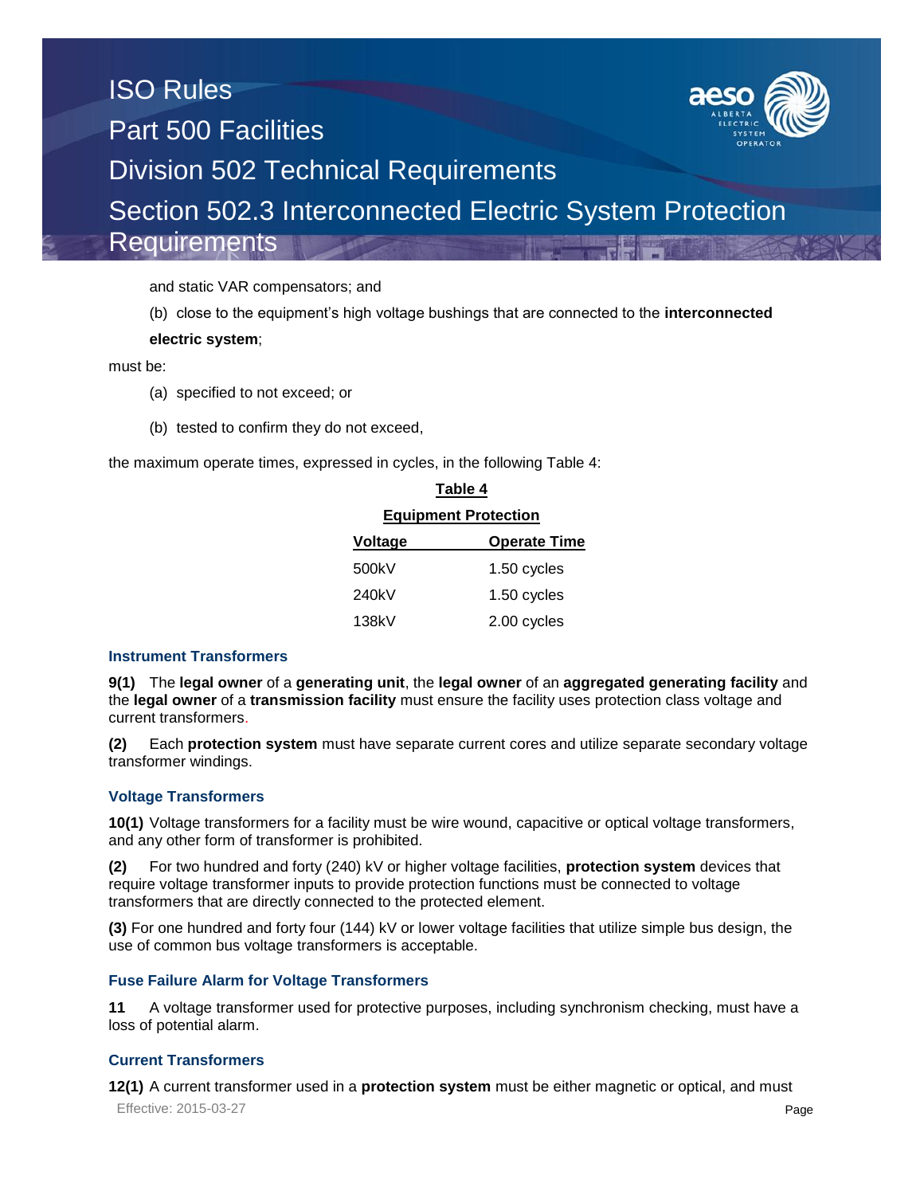and static VAR compensators; and

(b) close to the equipment's high voltage bushings that are connected to the **interconnected electric system**;

must be:

(a) specified to not exceed; or

(b) tested to confirm they do not exceed,

the maximum operate times, expressed in cycles, in the following Table 4:

**Table 4**

**Equipment Protection**

| Voltage | Operate Time |
|---|---|
| 500kV | 1.50 cycles |
| 240kV | 1.50 cycles |
| 138kV | 2.00 cycles |

### Instrument Transformers

**9(1)** The **legal owner** of a **generating unit**, the **legal owner** of an **aggregated generating facility** and the **legal owner** of a **transmission facility** must ensure the facility uses protection class voltage and current transformers.

**(2)** Each **protection system** must have separate current cores and utilize separate secondary voltage transformer windings.

### Voltage Transformers

**10(1)** Voltage transformers for a facility must be wire wound, capacitive or optical voltage transformers, and any other form of transformer is prohibited.

**(2)** For two hundred and forty (240) kV or higher voltage facilities, **protection system** devices that require voltage transformer inputs to provide protection functions must be connected to voltage transformers that are directly connected to the protected element.

**(3)** For one hundred and forty four (144) kV or lower voltage facilities that utilize simple bus design, the use of common bus voltage transformers is acceptable.

### Fuse Failure Alarm for Voltage Transformers

**11** A voltage transformer used for protective purposes, including synchronism checking, must have a loss of potential alarm.

### Current Transformers

**12(1)** A current transformer used in a **protection system** must be either magnetic or optical, and must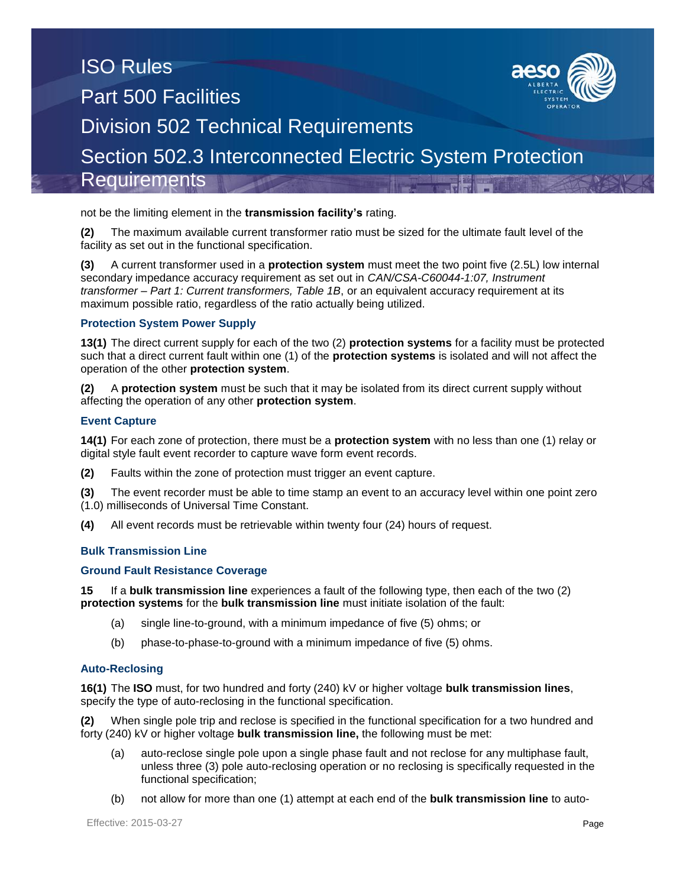not be the limiting element in the **transmission facility's** rating.

**(2)** The maximum available current transformer ratio must be sized for the ultimate fault level of the facility as set out in the functional specification.

**(3)** A current transformer used in a **protection system** must meet the two point five (2.5L) low internal secondary impedance accuracy requirement as set out in *CAN/CSA-C60044-1:07, Instrument transformer – Part 1: Current transformers, Table 1B*, or an equivalent accuracy requirement at its maximum possible ratio, regardless of the ratio actually being utilized.

### Protection System Power Supply

**13(1)** The direct current supply for each of the two (2) **protection systems** for a facility must be protected such that a direct current fault within one (1) of the **protection systems** is isolated and will not affect the operation of the other **protection system**.

**(2)** A **protection system** must be such that it may be isolated from its direct current supply without affecting the operation of any other **protection system**.

### Event Capture

**14(1)** For each zone of protection, there must be a **protection system** with no less than one (1) relay or digital style fault event recorder to capture wave form event records.

**(2)** Faults within the zone of protection must trigger an event capture.

**(3)** The event recorder must be able to time stamp an event to an accuracy level within one point zero (1.0) milliseconds of Universal Time Constant.

**(4)** All event records must be retrievable within twenty four (24) hours of request.

### Bulk Transmission Line

### Ground Fault Resistance Coverage

**15** If a **bulk transmission line** experiences a fault of the following type, then each of the two (2) **protection systems** for the **bulk transmission line** must initiate isolation of the fault:

(a) single line-to-ground, with a minimum impedance of five (5) ohms; or

(b) phase-to-phase-to-ground with a minimum impedance of five (5) ohms.

### Auto-Reclosing

**16(1)** The **ISO** must, for two hundred and forty (240) kV or higher voltage **bulk transmission lines**, specify the type of auto-reclosing in the functional specification.

**(2)** When single pole trip and reclose is specified in the functional specification for a two hundred and forty (240) kV or higher voltage **bulk transmission line,** the following must be met:

(a) auto-reclose single pole upon a single phase fault and not reclose for any multiphase fault, unless three (3) pole auto-reclosing operation or no reclosing is specifically requested in the functional specification;

(b) not allow for more than one (1) attempt at each end of the **bulk transmission line** to auto-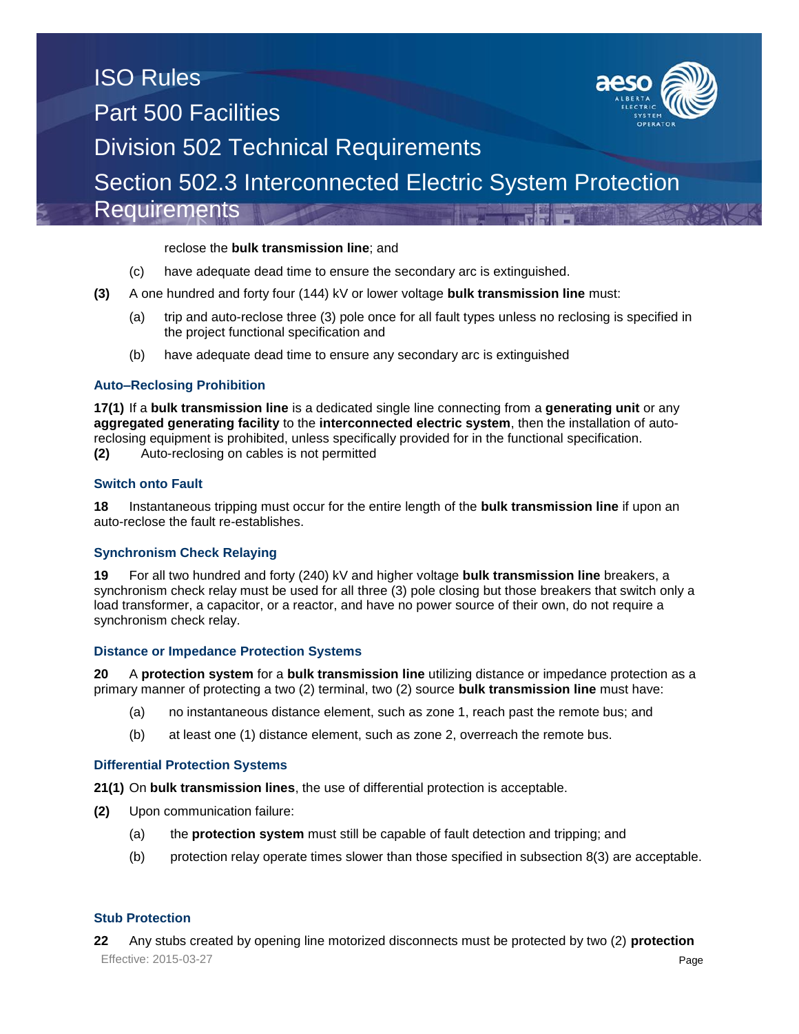reclose the **bulk transmission line**; and

(c) have adequate dead time to ensure the secondary arc is extinguished.

**(3)** A one hundred and forty four (144) kV or lower voltage **bulk transmission line** must:

(a) trip and auto-reclose three (3) pole once for all fault types unless no reclosing is specified in the project functional specification and

(b) have adequate dead time to ensure any secondary arc is extinguished

### Auto–Reclosing Prohibition

**17(1)** If a **bulk transmission line** is a dedicated single line connecting from a **generating unit** or any **aggregated generating facility** to the **interconnected electric system**, then the installation of auto-reclosing equipment is prohibited, unless specifically provided for in the functional specification.

**(2)** Auto-reclosing on cables is not permitted

### Switch onto Fault

**18** Instantaneous tripping must occur for the entire length of the **bulk transmission line** if upon an auto-reclose the fault re-establishes.

### Synchronism Check Relaying

**19** For all two hundred and forty (240) kV and higher voltage **bulk transmission line** breakers, a synchronism check relay must be used for all three (3) pole closing but those breakers that switch only a load transformer, a capacitor, or a reactor, and have no power source of their own, do not require a synchronism check relay.

### Distance or Impedance Protection Systems

**20** A **protection system** for a **bulk transmission line** utilizing distance or impedance protection as a primary manner of protecting a two (2) terminal, two (2) source **bulk transmission line** must have:

(a) no instantaneous distance element, such as zone 1, reach past the remote bus; and

(b) at least one (1) distance element, such as zone 2, overreach the remote bus.

### Differential Protection Systems

**21(1)** On **bulk transmission lines**, the use of differential protection is acceptable.

**(2)** Upon communication failure:

(a) the **protection system** must still be capable of fault detection and tripping; and

(b) protection relay operate times slower than those specified in subsection 8(3) are acceptable.

### Stub Protection

**22** Any stubs created by opening line motorized disconnects must be protected by two (2) **protection**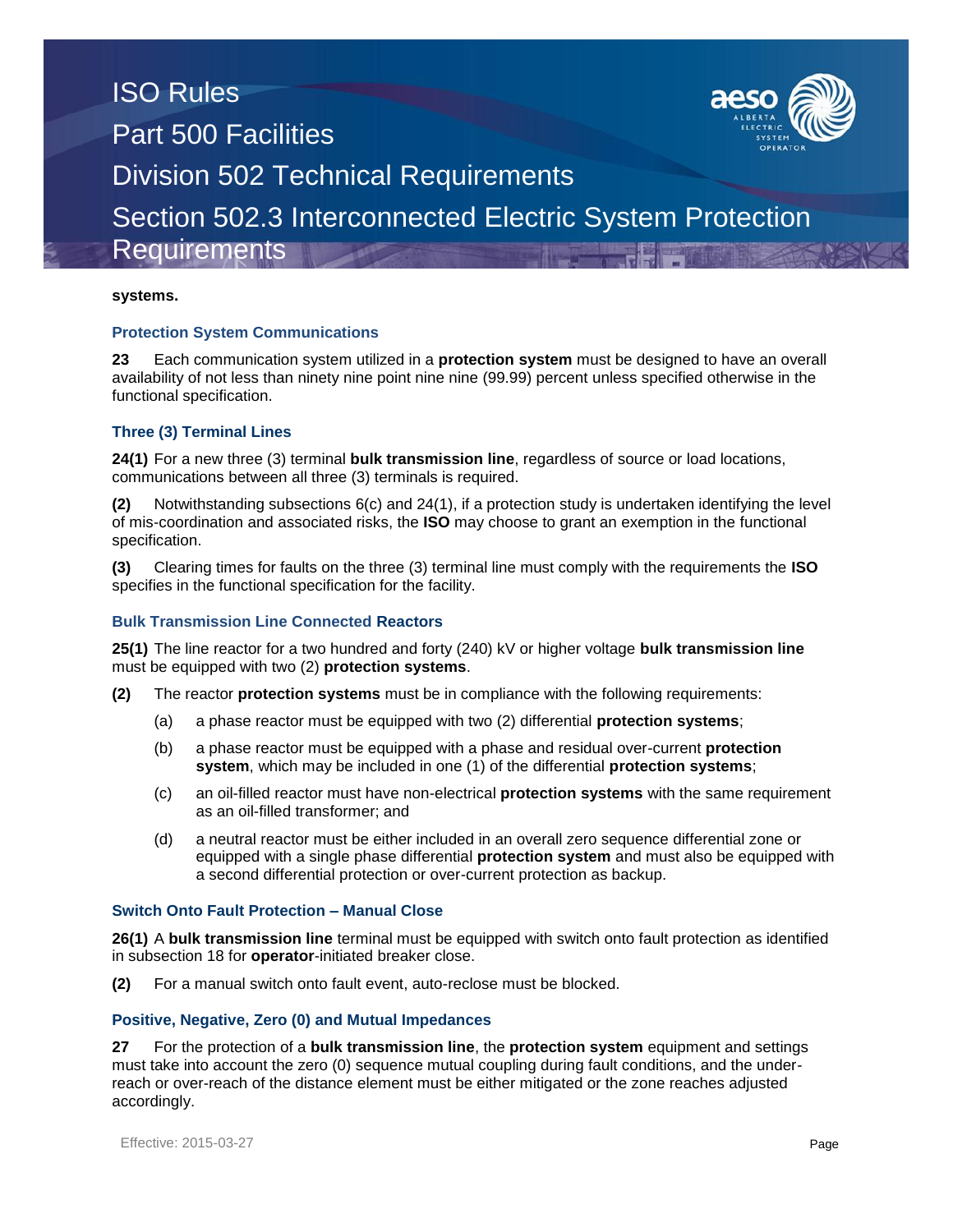**systems.**

### Protection System Communications

**23** Each communication system utilized in a **protection system** must be designed to have an overall availability of not less than ninety nine point nine nine (99.99) percent unless specified otherwise in the functional specification.

### Three (3) Terminal Lines

**24(1)** For a new three (3) terminal **bulk transmission line**, regardless of source or load locations, communications between all three (3) terminals is required.

**(2)** Notwithstanding subsections 6(c) and 24(1), if a protection study is undertaken identifying the level of mis-coordination and associated risks, the **ISO** may choose to grant an exemption in the functional specification.

**(3)** Clearing times for faults on the three (3) terminal line must comply with the requirements the **ISO** specifies in the functional specification for the facility.

### Bulk Transmission Line Connected Reactors

**25(1)** The line reactor for a two hundred and forty (240) kV or higher voltage **bulk transmission line** must be equipped with two (2) **protection systems**.

**(2)** The reactor **protection systems** must be in compliance with the following requirements:

- (a) a phase reactor must be equipped with two (2) differential **protection systems**;
- (b) a phase reactor must be equipped with a phase and residual over-current **protection system**, which may be included in one (1) of the differential **protection systems**;
- (c) an oil-filled reactor must have non-electrical **protection systems** with the same requirement as an oil-filled transformer; and
- (d) a neutral reactor must be either included in an overall zero sequence differential zone or equipped with a single phase differential **protection system** and must also be equipped with a second differential protection or over-current protection as backup.

### Switch Onto Fault Protection – Manual Close

**26(1)** A **bulk transmission line** terminal must be equipped with switch onto fault protection as identified in subsection 18 for **operator**-initiated breaker close.

**(2)** For a manual switch onto fault event, auto-reclose must be blocked.

### Positive, Negative, Zero (0) and Mutual Impedances

**27** For the protection of a **bulk transmission line**, the **protection system** equipment and settings must take into account the zero (0) sequence mutual coupling during fault conditions, and the under-reach or over-reach of the distance element must be either mitigated or the zone reaches adjusted accordingly.

Effective: 2015-03-27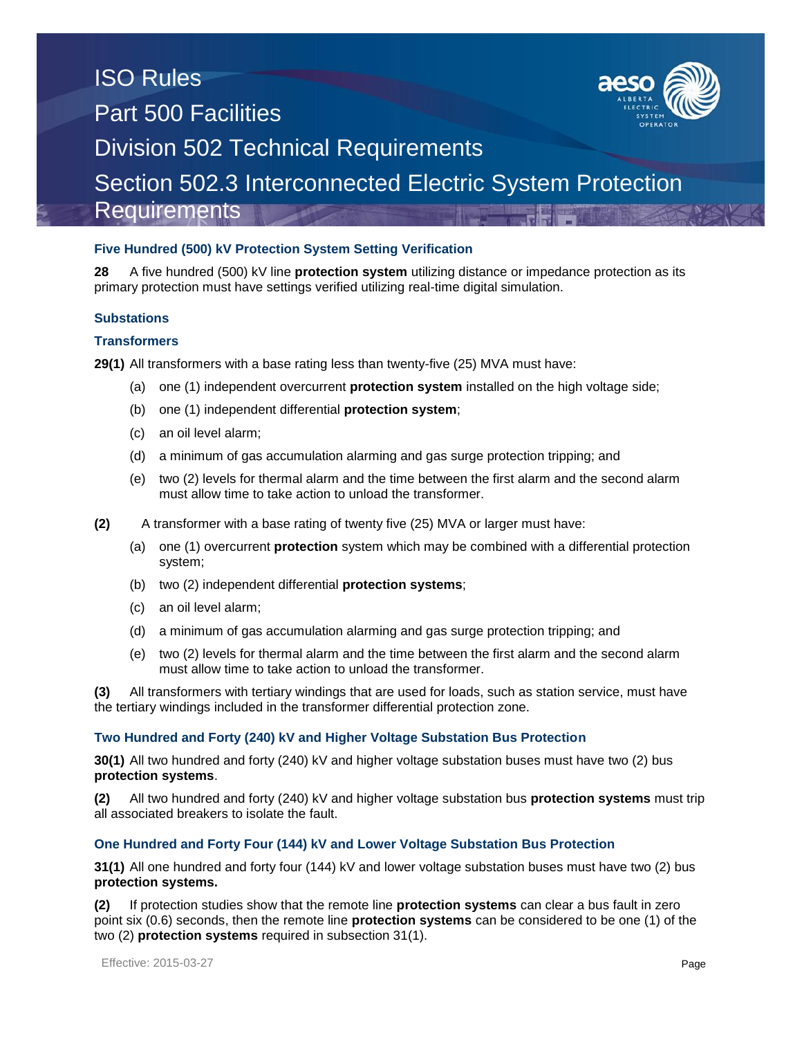### Five Hundred (500) kV Protection System Setting Verification

**28** A five hundred (500) kV line **protection system** utilizing distance or impedance protection as its primary protection must have settings verified utilizing real-time digital simulation.

### Substations

### Transformers

**29(1)** All transformers with a base rating less than twenty-five (25) MVA must have:

(a) one (1) independent overcurrent **protection system** installed on the high voltage side;

(b) one (1) independent differential **protection system**;

(c) an oil level alarm;

(d) a minimum of gas accumulation alarming and gas surge protection tripping; and

(e) two (2) levels for thermal alarm and the time between the first alarm and the second alarm must allow time to take action to unload the transformer.

**(2)** A transformer with a base rating of twenty five (25) MVA or larger must have:

(a) one (1) overcurrent **protection** system which may be combined with a differential protection system;

(b) two (2) independent differential **protection systems**;

(c) an oil level alarm;

(d) a minimum of gas accumulation alarming and gas surge protection tripping; and

(e) two (2) levels for thermal alarm and the time between the first alarm and the second alarm must allow time to take action to unload the transformer.

**(3)** All transformers with tertiary windings that are used for loads, such as station service, must have the tertiary windings included in the transformer differential protection zone.

### Two Hundred and Forty (240) kV and Higher Voltage Substation Bus Protection

**30(1)** All two hundred and forty (240) kV and higher voltage substation buses must have two (2) bus **protection systems**.

**(2)** All two hundred and forty (240) kV and higher voltage substation bus **protection systems** must trip all associated breakers to isolate the fault.

### One Hundred and Forty Four (144) kV and Lower Voltage Substation Bus Protection

**31(1)** All one hundred and forty four (144) kV and lower voltage substation buses must have two (2) bus **protection systems.**

**(2)** If protection studies show that the remote line **protection systems** can clear a bus fault in zero point six (0.6) seconds, then the remote line **protection systems** can be considered to be one (1) of the two (2) **protection systems** required in subsection 31(1).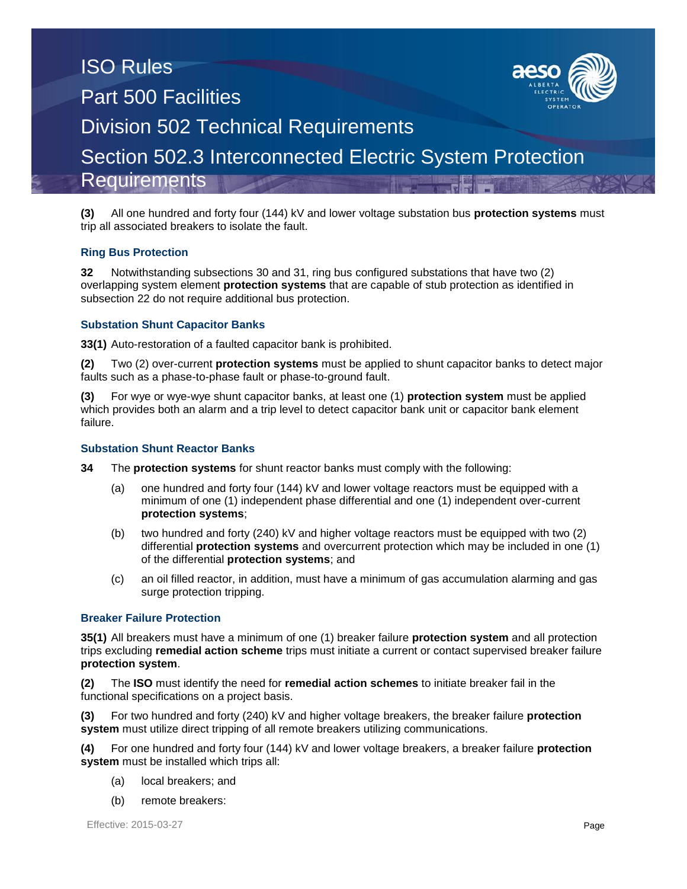**(3)** All one hundred and forty four (144) kV and lower voltage substation bus **protection systems** must trip all associated breakers to isolate the fault.

### Ring Bus Protection

**32** Notwithstanding subsections 30 and 31, ring bus configured substations that have two (2) overlapping system element **protection systems** that are capable of stub protection as identified in subsection 22 do not require additional bus protection.

### Substation Shunt Capacitor Banks

**33(1)** Auto-restoration of a faulted capacitor bank is prohibited.

**(2)** Two (2) over-current **protection systems** must be applied to shunt capacitor banks to detect major faults such as a phase-to-phase fault or phase-to-ground fault.

**(3)** For wye or wye-wye shunt capacitor banks, at least one (1) **protection system** must be applied which provides both an alarm and a trip level to detect capacitor bank unit or capacitor bank element failure.

### Substation Shunt Reactor Banks

**34** The **protection systems** for shunt reactor banks must comply with the following:

(a) one hundred and forty four (144) kV and lower voltage reactors must be equipped with a minimum of one (1) independent phase differential and one (1) independent over-current **protection systems**;

(b) two hundred and forty (240) kV and higher voltage reactors must be equipped with two (2) differential **protection systems** and overcurrent protection which may be included in one (1) of the differential **protection systems**; and

(c) an oil filled reactor, in addition, must have a minimum of gas accumulation alarming and gas surge protection tripping.

### Breaker Failure Protection

**35(1)** All breakers must have a minimum of one (1) breaker failure **protection system** and all protection trips excluding **remedial action scheme** trips must initiate a current or contact supervised breaker failure **protection system**.

**(2)** The **ISO** must identify the need for **remedial action schemes** to initiate breaker fail in the functional specifications on a project basis.

**(3)** For two hundred and forty (240) kV and higher voltage breakers, the breaker failure **protection system** must utilize direct tripping of all remote breakers utilizing communications.

**(4)** For one hundred and forty four (144) kV and lower voltage breakers, a breaker failure **protection system** must be installed which trips all:

(a) local breakers; and

(b) remote breakers: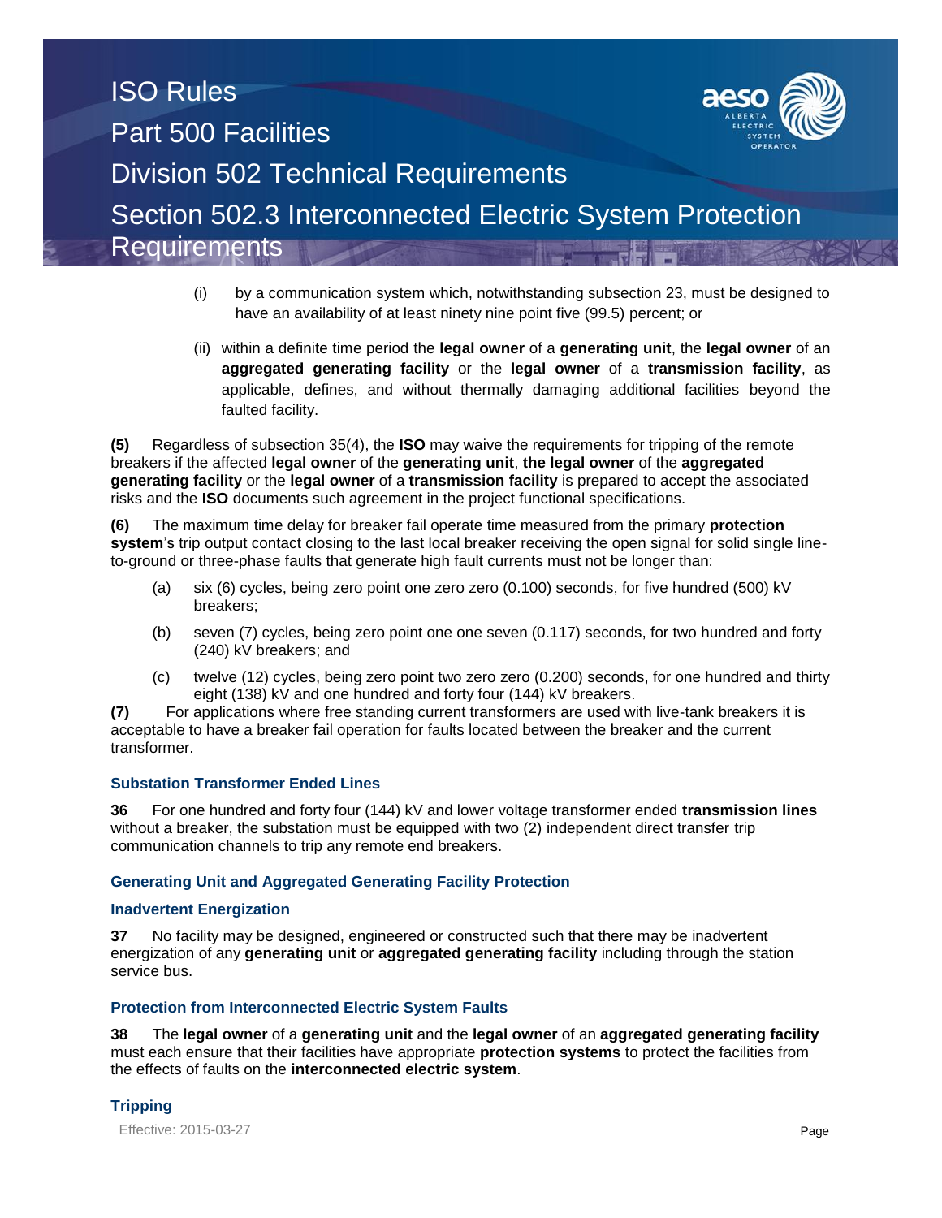(i) by a communication system which, notwithstanding subsection 23, must be designed to have an availability of at least ninety nine point five (99.5) percent; or

(ii) within a definite time period the **legal owner** of a **generating unit**, the **legal owner** of an **aggregated generating facility** or the **legal owner** of a **transmission facility**, as applicable, defines, and without thermally damaging additional facilities beyond the faulted facility.

**(5)** Regardless of subsection 35(4), the **ISO** may waive the requirements for tripping of the remote breakers if the affected **legal owner** of the **generating unit**, **the legal owner** of the **aggregated generating facility** or the **legal owner** of a **transmission facility** is prepared to accept the associated risks and the **ISO** documents such agreement in the project functional specifications.

**(6)** The maximum time delay for breaker fail operate time measured from the primary **protection system**'s trip output contact closing to the last local breaker receiving the open signal for solid single line-to-ground or three-phase faults that generate high fault currents must not be longer than:

(a) six (6) cycles, being zero point one zero zero (0.100) seconds, for five hundred (500) kV breakers;

(b) seven (7) cycles, being zero point one one seven (0.117) seconds, for two hundred and forty (240) kV breakers; and

(c) twelve (12) cycles, being zero point two zero zero (0.200) seconds, for one hundred and thirty eight (138) kV and one hundred and forty four (144) kV breakers.

**(7)** For applications where free standing current transformers are used with live-tank breakers it is acceptable to have a breaker fail operation for faults located between the breaker and the current transformer.

### Substation Transformer Ended Lines

**36** For one hundred and forty four (144) kV and lower voltage transformer ended **transmission lines** without a breaker, the substation must be equipped with two (2) independent direct transfer trip communication channels to trip any remote end breakers.

### Generating Unit and Aggregated Generating Facility Protection

### Inadvertent Energization

**37** No facility may be designed, engineered or constructed such that there may be inadvertent energization of any **generating unit** or **aggregated generating facility** including through the station service bus.

### Protection from Interconnected Electric System Faults

**38** The **legal owner** of a **generating unit** and the **legal owner** of an **aggregated generating facility** must each ensure that their facilities have appropriate **protection systems** to protect the facilities from the effects of faults on the **interconnected electric system**.

### Tripping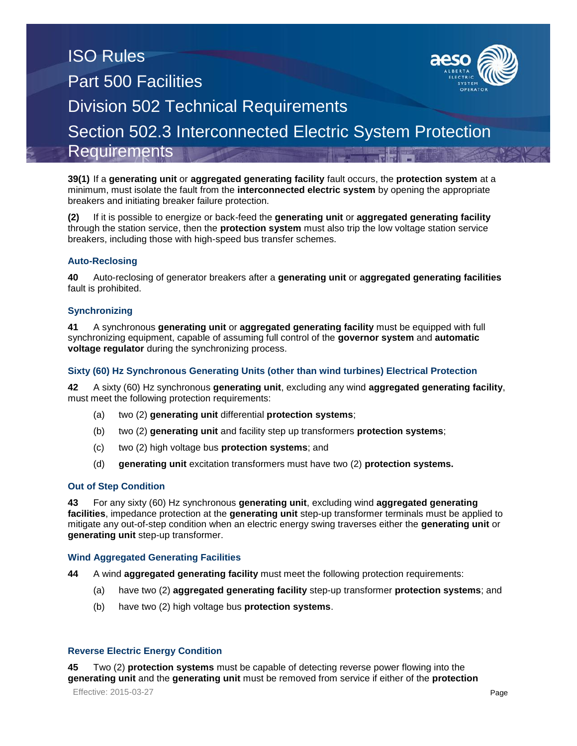**39(1)** If a **generating unit** or **aggregated generating facility** fault occurs, the **protection system** at a minimum, must isolate the fault from the **interconnected electric system** by opening the appropriate breakers and initiating breaker failure protection.

**(2)** If it is possible to energize or back-feed the **generating unit** or **aggregated generating facility** through the station service, then the **protection system** must also trip the low voltage station service breakers, including those with high-speed bus transfer schemes.

### Auto-Reclosing

**40** Auto-reclosing of generator breakers after a **generating unit** or **aggregated generating facilities** fault is prohibited.

### Synchronizing

**41** A synchronous **generating unit** or **aggregated generating facility** must be equipped with full synchronizing equipment, capable of assuming full control of the **governor system** and **automatic voltage regulator** during the synchronizing process.

### Sixty (60) Hz Synchronous Generating Units (other than wind turbines) Electrical Protection

**42** A sixty (60) Hz synchronous **generating unit**, excluding any wind **aggregated generating facility**, must meet the following protection requirements:

(a) two (2) **generating unit** differential **protection systems**;

(b) two (2) **generating unit** and facility step up transformers **protection systems**;

(c) two (2) high voltage bus **protection systems**; and

(d) **generating unit** excitation transformers must have two (2) **protection systems.**

### Out of Step Condition

**43** For any sixty (60) Hz synchronous **generating unit**, excluding wind **aggregated generating facilities**, impedance protection at the **generating unit** step-up transformer terminals must be applied to mitigate any out-of-step condition when an electric energy swing traverses either the **generating unit** or **generating unit** step-up transformer.

### Wind Aggregated Generating Facilities

**44** A wind **aggregated generating facility** must meet the following protection requirements:

(a) have two (2) **aggregated generating facility** step-up transformer **protection systems**; and

(b) have two (2) high voltage bus **protection systems**.

### Reverse Electric Energy Condition

**45** Two (2) **protection systems** must be capable of detecting reverse power flowing into the **generating unit** and the **generating unit** must be removed from service if either of the **protection**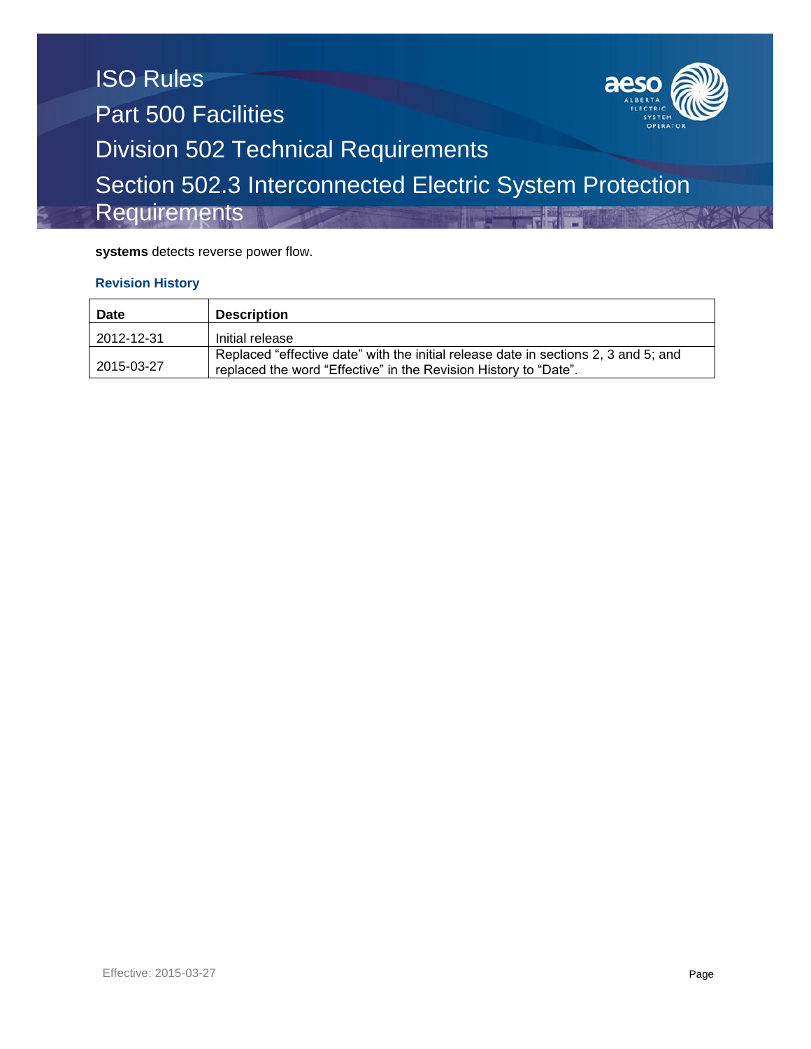**systems** detects reverse power flow.

### Revision History

| Date | Description |
| --- | --- |
| 2012-12-31 | Initial release |
| 2015-03-27 | Replaced "effective date" with the initial release date in sections 2, 3 and 5; and replaced the word "Effective" in the Revision History to "Date". |